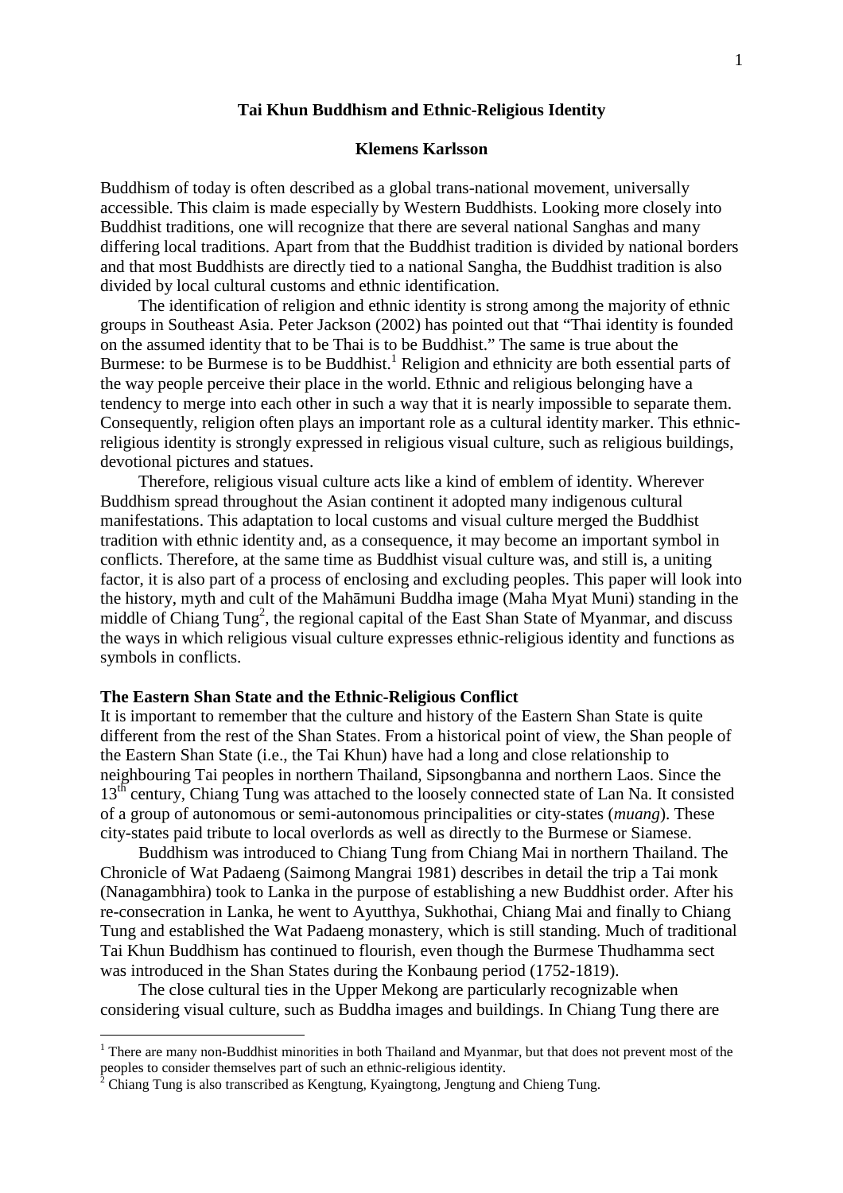# Tai Khun Buddhism and Ethnic-Religious Identity

**Klemens Karlsson**

Buddhism of today is often described as a global trans-national movement, universally accessible. This claim is made especially by Western Buddhists. Looking more closely into Buddhist traditions, one will recognize that there are several national Sanghas and many differing local traditions. Apart from that the Buddhist tradition is divided by national borders and that most Buddhists are directly tied to a national Sangha, the Buddhist tradition is also divided by local cultural customs and ethnic identification.

The identification of religion and ethnic identity is strong among the majority of ethnic groups in Southeast Asia. Peter Jackson (2002) has pointed out that "Thai identity is founded on the assumed identity that to be Thai is to be Buddhist." The same is true about the Burmese: to be Burmese is to be Buddhist.[1] Religion and ethnicity are both essential parts of the way people perceive their place in the world. Ethnic and religious belonging have a tendency to merge into each other in such a way that it is nearly impossible to separate them. Consequently, religion often plays an important role as a cultural identity marker. This ethnic-religious identity is strongly expressed in religious visual culture, such as religious buildings, devotional pictures and statues.

Therefore, religious visual culture acts like a kind of emblem of identity. Wherever Buddhism spread throughout the Asian continent it adopted many indigenous cultural manifestations. This adaptation to local customs and visual culture merged the Buddhist tradition with ethnic identity and, as a consequence, it may become an important symbol in conflicts. Therefore, at the same time as Buddhist visual culture was, and still is, a uniting factor, it is also part of a process of enclosing and excluding peoples. This paper will look into the history, myth and cult of the Mahāmuni Buddha image (Maha Myat Muni) standing in the middle of Chiang Tung[2], the regional capital of the East Shan State of Myanmar, and discuss the ways in which religious visual culture expresses ethnic-religious identity and functions as symbols in conflicts.

### The Eastern Shan State and the Ethnic-Religious Conflict

It is important to remember that the culture and history of the Eastern Shan State is quite different from the rest of the Shan States. From a historical point of view, the Shan people of the Eastern Shan State (i.e., the Tai Khun) have had a long and close relationship to neighbouring Tai peoples in northern Thailand, Sipsongbanna and northern Laos. Since the 13th century, Chiang Tung was attached to the loosely connected state of Lan Na. It consisted of a group of autonomous or semi-autonomous principalities or city-states (*muang*). These city-states paid tribute to local overlords as well as directly to the Burmese or Siamese.

Buddhism was introduced to Chiang Tung from Chiang Mai in northern Thailand. The Chronicle of Wat Padaeng (Saimong Mangrai 1981) describes in detail the trip a Tai monk (Nanagambhira) took to Lanka in the purpose of establishing a new Buddhist order. After his re-consecration in Lanka, he went to Ayutthya, Sukhothai, Chiang Mai and finally to Chiang Tung and established the Wat Padaeng monastery, which is still standing. Much of traditional Tai Khun Buddhism has continued to flourish, even though the Burmese Thudhamma sect was introduced in the Shan States during the Konbaung period (1752-1819).

The close cultural ties in the Upper Mekong are particularly recognizable when considering visual culture, such as Buddha images and buildings. In Chiang Tung there are

---

[1] There are many non-Buddhist minorities in both Thailand and Myanmar, but that does not prevent most of the peoples to consider themselves part of such an ethnic-religious identity.

[2] Chiang Tung is also transcribed as Kengtung, Kyaingtong, Jengtung and Chieng Tung.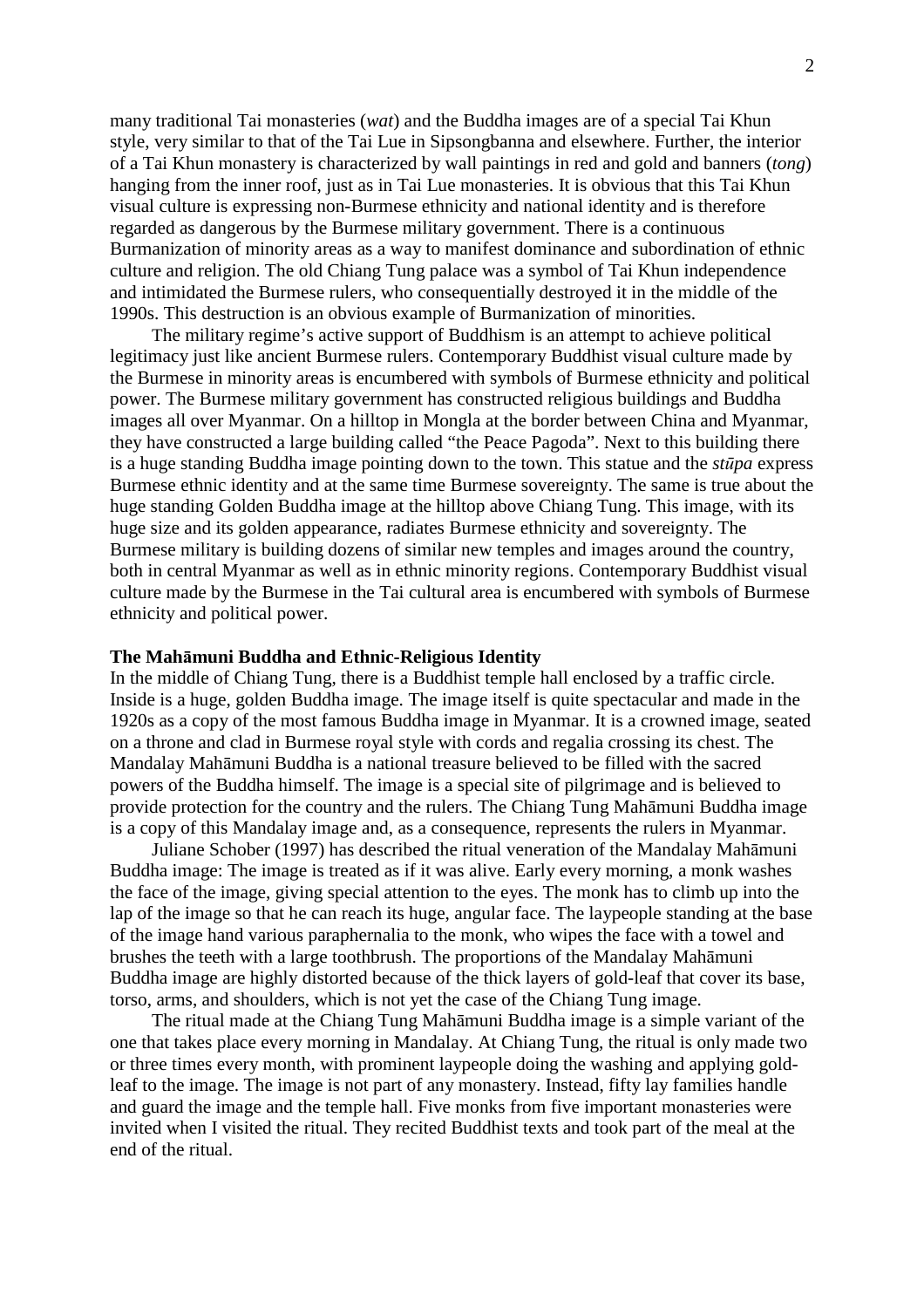many traditional Tai monasteries (*wat*) and the Buddha images are of a special Tai Khun style, very similar to that of the Tai Lue in Sipsongbanna and elsewhere. Further, the interior of a Tai Khun monastery is characterized by wall paintings in red and gold and banners (*tong*) hanging from the inner roof, just as in Tai Lue monasteries. It is obvious that this Tai Khun visual culture is expressing non-Burmese ethnicity and national identity and is therefore regarded as dangerous by the Burmese military government. There is a continuous Burmanization of minority areas as a way to manifest dominance and subordination of ethnic culture and religion. The old Chiang Tung palace was a symbol of Tai Khun independence and intimidated the Burmese rulers, who consequentially destroyed it in the middle of the 1990s. This destruction is an obvious example of Burmanization of minorities.

The military regime's active support of Buddhism is an attempt to achieve political legitimacy just like ancient Burmese rulers. Contemporary Buddhist visual culture made by the Burmese in minority areas is encumbered with symbols of Burmese ethnicity and political power. The Burmese military government has constructed religious buildings and Buddha images all over Myanmar. On a hilltop in Mongla at the border between China and Myanmar, they have constructed a large building called "the Peace Pagoda". Next to this building there is a huge standing Buddha image pointing down to the town. This statue and the *stūpa* express Burmese ethnic identity and at the same time Burmese sovereignty. The same is true about the huge standing Golden Buddha image at the hilltop above Chiang Tung. This image, with its huge size and its golden appearance, radiates Burmese ethnicity and sovereignty. The Burmese military is building dozens of similar new temples and images around the country, both in central Myanmar as well as in ethnic minority regions. Contemporary Buddhist visual culture made by the Burmese in the Tai cultural area is encumbered with symbols of Burmese ethnicity and political power.

## The Mahāmuni Buddha and Ethnic-Religious Identity

In the middle of Chiang Tung, there is a Buddhist temple hall enclosed by a traffic circle. Inside is a huge, golden Buddha image. The image itself is quite spectacular and made in the 1920s as a copy of the most famous Buddha image in Myanmar. It is a crowned image, seated on a throne and clad in Burmese royal style with cords and regalia crossing its chest. The Mandalay Mahāmuni Buddha is a national treasure believed to be filled with the sacred powers of the Buddha himself. The image is a special site of pilgrimage and is believed to provide protection for the country and the rulers. The Chiang Tung Mahāmuni Buddha image is a copy of this Mandalay image and, as a consequence, represents the rulers in Myanmar.

Juliane Schober (1997) has described the ritual veneration of the Mandalay Mahāmuni Buddha image: The image is treated as if it was alive. Early every morning, a monk washes the face of the image, giving special attention to the eyes. The monk has to climb up into the lap of the image so that he can reach its huge, angular face. The laypeople standing at the base of the image hand various paraphernalia to the monk, who wipes the face with a towel and brushes the teeth with a large toothbrush. The proportions of the Mandalay Mahāmuni Buddha image are highly distorted because of the thick layers of gold-leaf that cover its base, torso, arms, and shoulders, which is not yet the case of the Chiang Tung image.

The ritual made at the Chiang Tung Mahāmuni Buddha image is a simple variant of the one that takes place every morning in Mandalay. At Chiang Tung, the ritual is only made two or three times every month, with prominent laypeople doing the washing and applying gold-leaf to the image. The image is not part of any monastery. Instead, fifty lay families handle and guard the image and the temple hall. Five monks from five important monasteries were invited when I visited the ritual. They recited Buddhist texts and took part of the meal at the end of the ritual.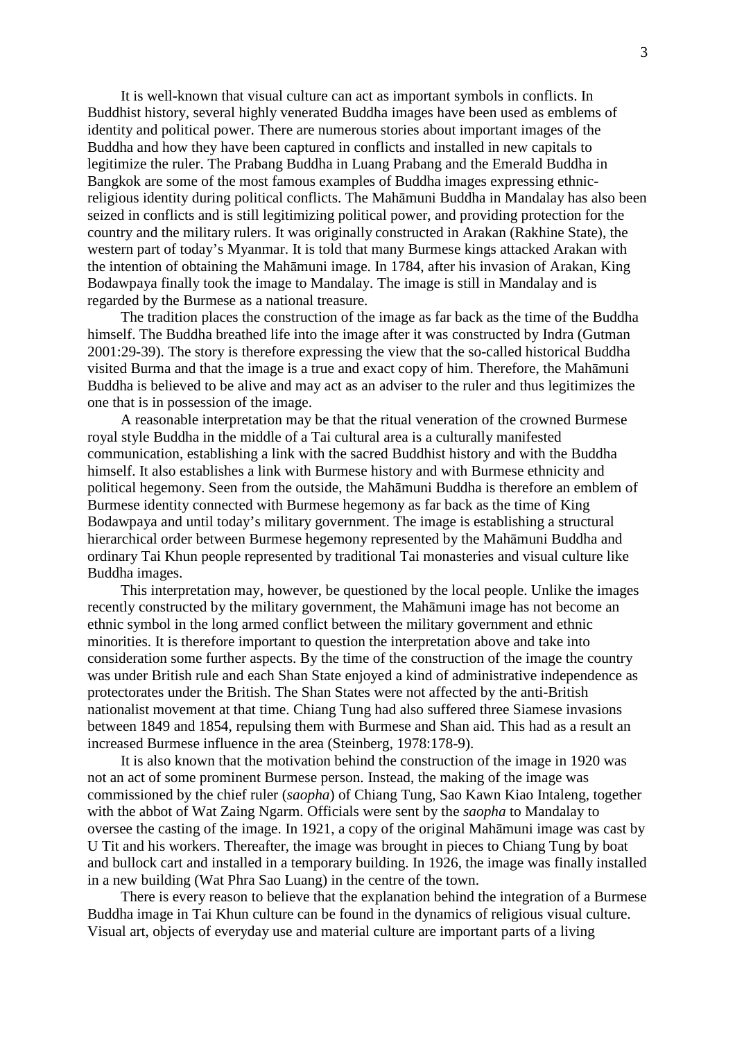It is well-known that visual culture can act as important symbols in conflicts. In Buddhist history, several highly venerated Buddha images have been used as emblems of identity and political power. There are numerous stories about important images of the Buddha and how they have been captured in conflicts and installed in new capitals to legitimize the ruler. The Prabang Buddha in Luang Prabang and the Emerald Buddha in Bangkok are some of the most famous examples of Buddha images expressing ethnic-religious identity during political conflicts. The Mahāmuni Buddha in Mandalay has also been seized in conflicts and is still legitimizing political power, and providing protection for the country and the military rulers. It was originally constructed in Arakan (Rakhine State), the western part of today's Myanmar. It is told that many Burmese kings attacked Arakan with the intention of obtaining the Mahāmuni image. In 1784, after his invasion of Arakan, King Bodawpaya finally took the image to Mandalay. The image is still in Mandalay and is regarded by the Burmese as a national treasure.

The tradition places the construction of the image as far back as the time of the Buddha himself. The Buddha breathed life into the image after it was constructed by Indra (Gutman 2001:29-39). The story is therefore expressing the view that the so-called historical Buddha visited Burma and that the image is a true and exact copy of him. Therefore, the Mahāmuni Buddha is believed to be alive and may act as an adviser to the ruler and thus legitimizes the one that is in possession of the image.

A reasonable interpretation may be that the ritual veneration of the crowned Burmese royal style Buddha in the middle of a Tai cultural area is a culturally manifested communication, establishing a link with the sacred Buddhist history and with the Buddha himself. It also establishes a link with Burmese history and with Burmese ethnicity and political hegemony. Seen from the outside, the Mahāmuni Buddha is therefore an emblem of Burmese identity connected with Burmese hegemony as far back as the time of King Bodawpaya and until today's military government. The image is establishing a structural hierarchical order between Burmese hegemony represented by the Mahāmuni Buddha and ordinary Tai Khun people represented by traditional Tai monasteries and visual culture like Buddha images.

This interpretation may, however, be questioned by the local people. Unlike the images recently constructed by the military government, the Mahāmuni image has not become an ethnic symbol in the long armed conflict between the military government and ethnic minorities. It is therefore important to question the interpretation above and take into consideration some further aspects. By the time of the construction of the image the country was under British rule and each Shan State enjoyed a kind of administrative independence as protectorates under the British. The Shan States were not affected by the anti-British nationalist movement at that time. Chiang Tung had also suffered three Siamese invasions between 1849 and 1854, repulsing them with Burmese and Shan aid. This had as a result an increased Burmese influence in the area (Steinberg, 1978:178-9).

It is also known that the motivation behind the construction of the image in 1920 was not an act of some prominent Burmese person. Instead, the making of the image was commissioned by the chief ruler (*saopha*) of Chiang Tung, Sao Kawn Kiao Intaleng, together with the abbot of Wat Zaing Ngarm. Officials were sent by the *saopha* to Mandalay to oversee the casting of the image. In 1921, a copy of the original Mahāmuni image was cast by U Tit and his workers. Thereafter, the image was brought in pieces to Chiang Tung by boat and bullock cart and installed in a temporary building. In 1926, the image was finally installed in a new building (Wat Phra Sao Luang) in the centre of the town.

There is every reason to believe that the explanation behind the integration of a Burmese Buddha image in Tai Khun culture can be found in the dynamics of religious visual culture. Visual art, objects of everyday use and material culture are important parts of a living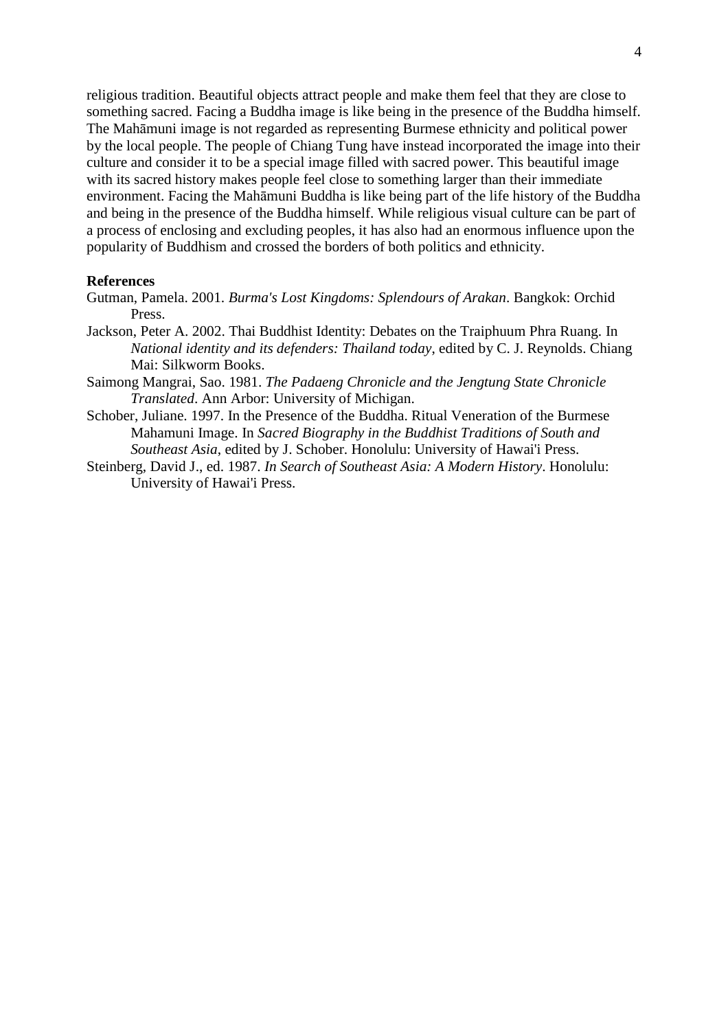religious tradition. Beautiful objects attract people and make them feel that they are close to something sacred. Facing a Buddha image is like being in the presence of the Buddha himself. The Mahāmuni image is not regarded as representing Burmese ethnicity and political power by the local people. The people of Chiang Tung have instead incorporated the image into their culture and consider it to be a special image filled with sacred power. This beautiful image with its sacred history makes people feel close to something larger than their immediate environment. Facing the Mahāmuni Buddha is like being part of the life history of the Buddha and being in the presence of the Buddha himself. While religious visual culture can be part of a process of enclosing and excluding peoples, it has also had an enormous influence upon the popularity of Buddhism and crossed the borders of both politics and ethnicity.

**References**

Gutman, Pamela. 2001. *Burma's Lost Kingdoms: Splendours of Arakan*. Bangkok: Orchid Press.

Jackson, Peter A. 2002. Thai Buddhist Identity: Debates on the Traiphuum Phra Ruang. In *National identity and its defenders: Thailand today*, edited by C. J. Reynolds. Chiang Mai: Silkworm Books.

Saimong Mangrai, Sao. 1981. *The Padaeng Chronicle and the Jengtung State Chronicle Translated*. Ann Arbor: University of Michigan.

Schober, Juliane. 1997. In the Presence of the Buddha. Ritual Veneration of the Burmese Mahamuni Image. In *Sacred Biography in the Buddhist Traditions of South and Southeast Asia*, edited by J. Schober. Honolulu: University of Hawai'i Press.

Steinberg, David J., ed. 1987. *In Search of Southeast Asia: A Modern History*. Honolulu: University of Hawai'i Press.